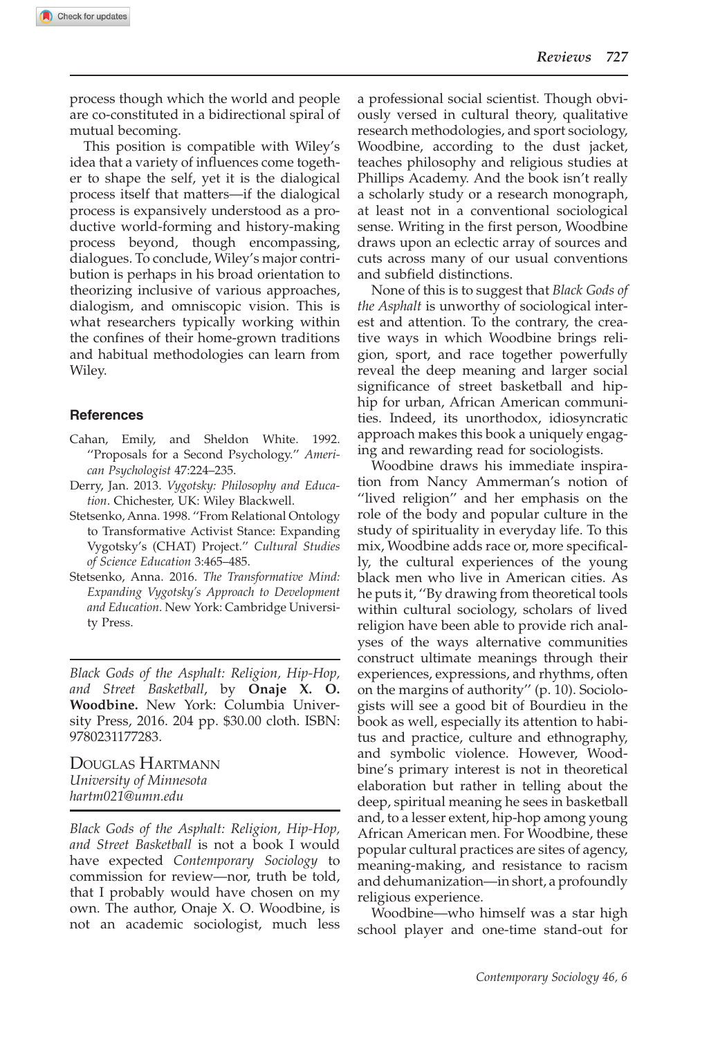process though which the world and people are co-constituted in a bidirectional spiral of mutual becoming.

This position is compatible with Wiley's idea that a variety of influences come together to shape the self, yet it is the dialogical process itself that matters—if the dialogical process is expansively understood as a productive world-forming and history-making process beyond, though encompassing, dialogues. To conclude, Wiley's major contribution is perhaps in his broad orientation to theorizing inclusive of various approaches, dialogism, and omniscopic vision. This is what researchers typically working within the confines of their home-grown traditions and habitual methodologies can learn from Wiley.

### References

Cahan, Emily, and Sheldon White. 1992. ''Proposals for a Second Psychology.'' *American Psychologist* 47:224–235.

Derry, Jan. 2013. *Vygotsky: Philosophy and Education*. Chichester, UK: Wiley Blackwell.

Stetsenko, Anna. 1998. ''From Relational Ontology to Transformative Activist Stance: Expanding Vygotsky's (CHAT) Project.'' *Cultural Studies of Science Education* 3:465–485.

Stetsenko, Anna. 2016. *The Transformative Mind: Expanding Vygotsky's Approach to Development and Education*. New York: Cambridge University Press.

---

*Black Gods of the Asphalt: Religion, Hip-Hop, and Street Basketball*, by **Onaje X. O. Woodbine.** New York: Columbia University Press, 2016. 204 pp. $30.00 cloth. ISBN: 9780231177283.

Douglas Hartmann
*University of Minnesota*
*hartm021@umn.edu*

---

*Black Gods of the Asphalt: Religion, Hip-Hop, and Street Basketball* is not a book I would have expected *Contemporary Sociology* to commission for review—nor, truth be told, that I probably would have chosen on my own. The author, Onaje X. O. Woodbine, is not an academic sociologist, much less a professional social scientist. Though obviously versed in cultural theory, qualitative research methodologies, and sport sociology, Woodbine, according to the dust jacket, teaches philosophy and religious studies at Phillips Academy. And the book isn't really a scholarly study or a research monograph, at least not in a conventional sociological sense. Writing in the first person, Woodbine draws upon an eclectic array of sources and cuts across many of our usual conventions and subfield distinctions.

None of this is to suggest that *Black Gods of the Asphalt* is unworthy of sociological interest and attention. To the contrary, the creative ways in which Woodbine brings religion, sport, and race together powerfully reveal the deep meaning and larger social significance of street basketball and hip-hip for urban, African American communities. Indeed, its unorthodox, idiosyncratic approach makes this book a uniquely engaging and rewarding read for sociologists.

Woodbine draws his immediate inspiration from Nancy Ammerman's notion of ''lived religion'' and her emphasis on the role of the body and popular culture in the study of spirituality in everyday life. To this mix, Woodbine adds race or, more specifically, the cultural experiences of the young black men who live in American cities. As he puts it, ''By drawing from theoretical tools within cultural sociology, scholars of lived religion have been able to provide rich analyses of the ways alternative communities construct ultimate meanings through their experiences, expressions, and rhythms, often on the margins of authority'' (p. 10). Sociologists will see a good bit of Bourdieu in the book as well, especially its attention to habitus and practice, culture and ethnography, and symbolic violence. However, Woodbine's primary interest is not in theoretical elaboration but rather in telling about the deep, spiritual meaning he sees in basketball and, to a lesser extent, hip-hop among young African American men. For Woodbine, these popular cultural practices are sites of agency, meaning-making, and resistance to racism and dehumanization—in short, a profoundly religious experience.

Woodbine—who himself was a star high school player and one-time stand-out for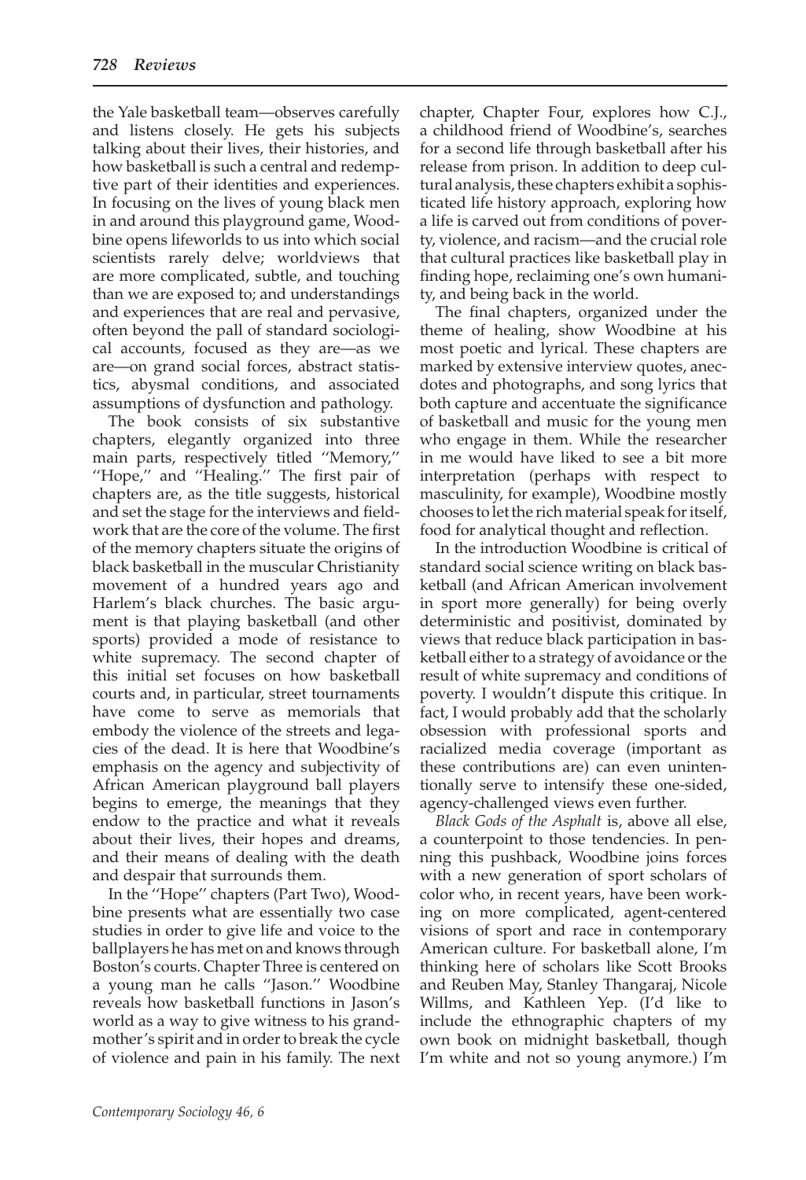the Yale basketball team—observes carefully and listens closely. He gets his subjects talking about their lives, their histories, and how basketball is such a central and redemptive part of their identities and experiences. In focusing on the lives of young black men in and around this playground game, Woodbine opens lifeworlds to us into which social scientists rarely delve; worldviews that are more complicated, subtle, and touching than we are exposed to; and understandings and experiences that are real and pervasive, often beyond the pall of standard sociological accounts, focused as they are—as we are—on grand social forces, abstract statistics, abysmal conditions, and associated assumptions of dysfunction and pathology.

The book consists of six substantive chapters, elegantly organized into three main parts, respectively titled ''Memory,'' ''Hope,'' and ''Healing.'' The first pair of chapters are, as the title suggests, historical and set the stage for the interviews and fieldwork that are the core of the volume. The first of the memory chapters situate the origins of black basketball in the muscular Christianity movement of a hundred years ago and Harlem's black churches. The basic argument is that playing basketball (and other sports) provided a mode of resistance to white supremacy. The second chapter of this initial set focuses on how basketball courts and, in particular, street tournaments have come to serve as memorials that embody the violence of the streets and legacies of the dead. It is here that Woodbine's emphasis on the agency and subjectivity of African American playground ball players begins to emerge, the meanings that they endow to the practice and what it reveals about their lives, their hopes and dreams, and their means of dealing with the death and despair that surrounds them.

In the ''Hope'' chapters (Part Two), Woodbine presents what are essentially two case studies in order to give life and voice to the ballplayers he has met on and knows through Boston's courts. Chapter Three is centered on a young man he calls ''Jason.'' Woodbine reveals how basketball functions in Jason's world as a way to give witness to his grandmother's spirit and in order to break the cycle of violence and pain in his family. The next chapter, Chapter Four, explores how C.J., a childhood friend of Woodbine's, searches for a second life through basketball after his release from prison. In addition to deep cultural analysis, these chapters exhibit a sophisticated life history approach, exploring how a life is carved out from conditions of poverty, violence, and racism—and the crucial role that cultural practices like basketball play in finding hope, reclaiming one's own humanity, and being back in the world.

The final chapters, organized under the theme of healing, show Woodbine at his most poetic and lyrical. These chapters are marked by extensive interview quotes, anecdotes and photographs, and song lyrics that both capture and accentuate the significance of basketball and music for the young men who engage in them. While the researcher in me would have liked to see a bit more interpretation (perhaps with respect to masculinity, for example), Woodbine mostly chooses to let the rich material speak for itself, food for analytical thought and reflection.

In the introduction Woodbine is critical of standard social science writing on black basketball (and African American involvement in sport more generally) for being overly deterministic and positivist, dominated by views that reduce black participation in basketball either to a strategy of avoidance or the result of white supremacy and conditions of poverty. I wouldn't dispute this critique. In fact, I would probably add that the scholarly obsession with professional sports and racialized media coverage (important as these contributions are) can even unintentionally serve to intensify these one-sided, agency-challenged views even further.

*Black Gods of the Asphalt* is, above all else, a counterpoint to those tendencies. In penning this pushback, Woodbine joins forces with a new generation of sport scholars of color who, in recent years, have been working on more complicated, agent-centered visions of sport and race in contemporary American culture. For basketball alone, I'm thinking here of scholars like Scott Brooks and Reuben May, Stanley Thangaraj, Nicole Willms, and Kathleen Yep. (I'd like to include the ethnographic chapters of my own book on midnight basketball, though I'm white and not so young anymore.) I'm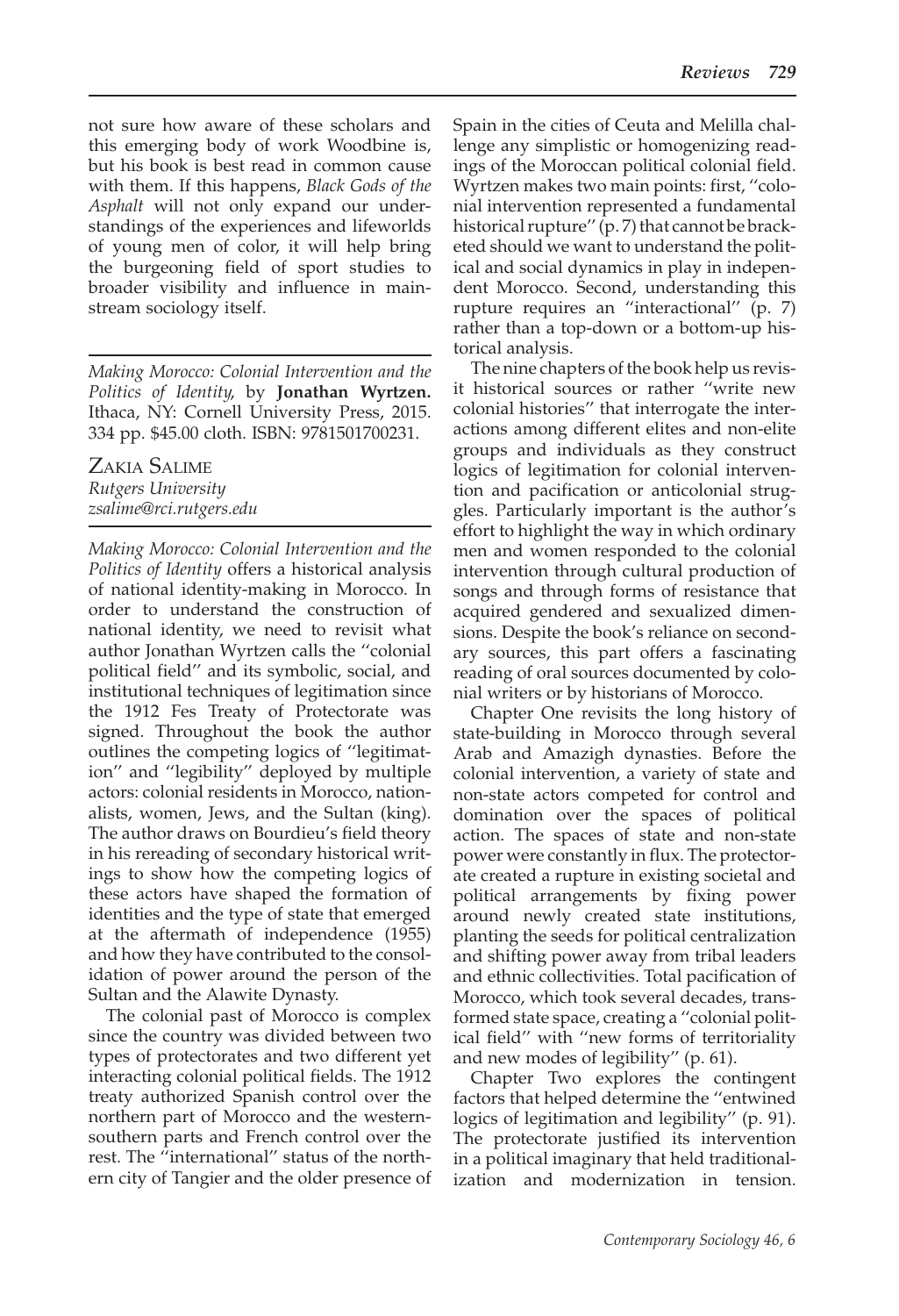not sure how aware of these scholars and this emerging body of work Woodbine is, but his book is best read in common cause with them. If this happens, *Black Gods of the Asphalt* will not only expand our understandings of the experiences and lifeworlds of young men of color, it will help bring the burgeoning field of sport studies to broader visibility and influence in mainstream sociology itself.

---

*Making Morocco: Colonial Intervention and the Politics of Identity,* by **Jonathan Wyrtzen.** Ithaca, NY: Cornell University Press, 2015. 334 pp. $45.00 cloth. ISBN: 9781501700231.

Zakia Salime
*Rutgers University*
*zsalime@rci.rutgers.edu*

---

*Making Morocco: Colonial Intervention and the Politics of Identity* offers a historical analysis of national identity-making in Morocco. In order to understand the construction of national identity, we need to revisit what author Jonathan Wyrtzen calls the ''colonial political field'' and its symbolic, social, and institutional techniques of legitimation since the 1912 Fes Treaty of Protectorate was signed. Throughout the book the author outlines the competing logics of ''legitimation'' and ''legibility'' deployed by multiple actors: colonial residents in Morocco, nationalists, women, Jews, and the Sultan (king). The author draws on Bourdieu's field theory in his rereading of secondary historical writings to show how the competing logics of these actors have shaped the formation of identities and the type of state that emerged at the aftermath of independence (1955) and how they have contributed to the consolidation of power around the person of the Sultan and the Alawite Dynasty.

The colonial past of Morocco is complex since the country was divided between two types of protectorates and two different yet interacting colonial political fields. The 1912 treaty authorized Spanish control over the northern part of Morocco and the western-southern parts and French control over the rest. The ''international'' status of the northern city of Tangier and the older presence of Spain in the cities of Ceuta and Melilla challenge any simplistic or homogenizing readings of the Moroccan political colonial field. Wyrtzen makes two main points: first, ''colonial intervention represented a fundamental historical rupture'' (p. 7) that cannot be bracketed should we want to understand the political and social dynamics in play in independent Morocco. Second, understanding this rupture requires an ''interactional'' (p. 7) rather than a top-down or a bottom-up historical analysis.

The nine chapters of the book help us revisit historical sources or rather ''write new colonial histories'' that interrogate the interactions among different elites and non-elite groups and individuals as they construct logics of legitimation for colonial intervention and pacification or anticolonial struggles. Particularly important is the author's effort to highlight the way in which ordinary men and women responded to the colonial intervention through cultural production of songs and through forms of resistance that acquired gendered and sexualized dimensions. Despite the book's reliance on secondary sources, this part offers a fascinating reading of oral sources documented by colonial writers or by historians of Morocco.

Chapter One revisits the long history of state-building in Morocco through several Arab and Amazigh dynasties. Before the colonial intervention, a variety of state and non-state actors competed for control and domination over the spaces of political action. The spaces of state and non-state power were constantly in flux. The protectorate created a rupture in existing societal and political arrangements by fixing power around newly created state institutions, planting the seeds for political centralization and shifting power away from tribal leaders and ethnic collectivities. Total pacification of Morocco, which took several decades, transformed state space, creating a ''colonial political field'' with ''new forms of territoriality and new modes of legibility'' (p. 61).

Chapter Two explores the contingent factors that helped determine the ''entwined logics of legitimation and legibility'' (p. 91). The protectorate justified its intervention in a political imaginary that held traditionalization and modernization in tension.